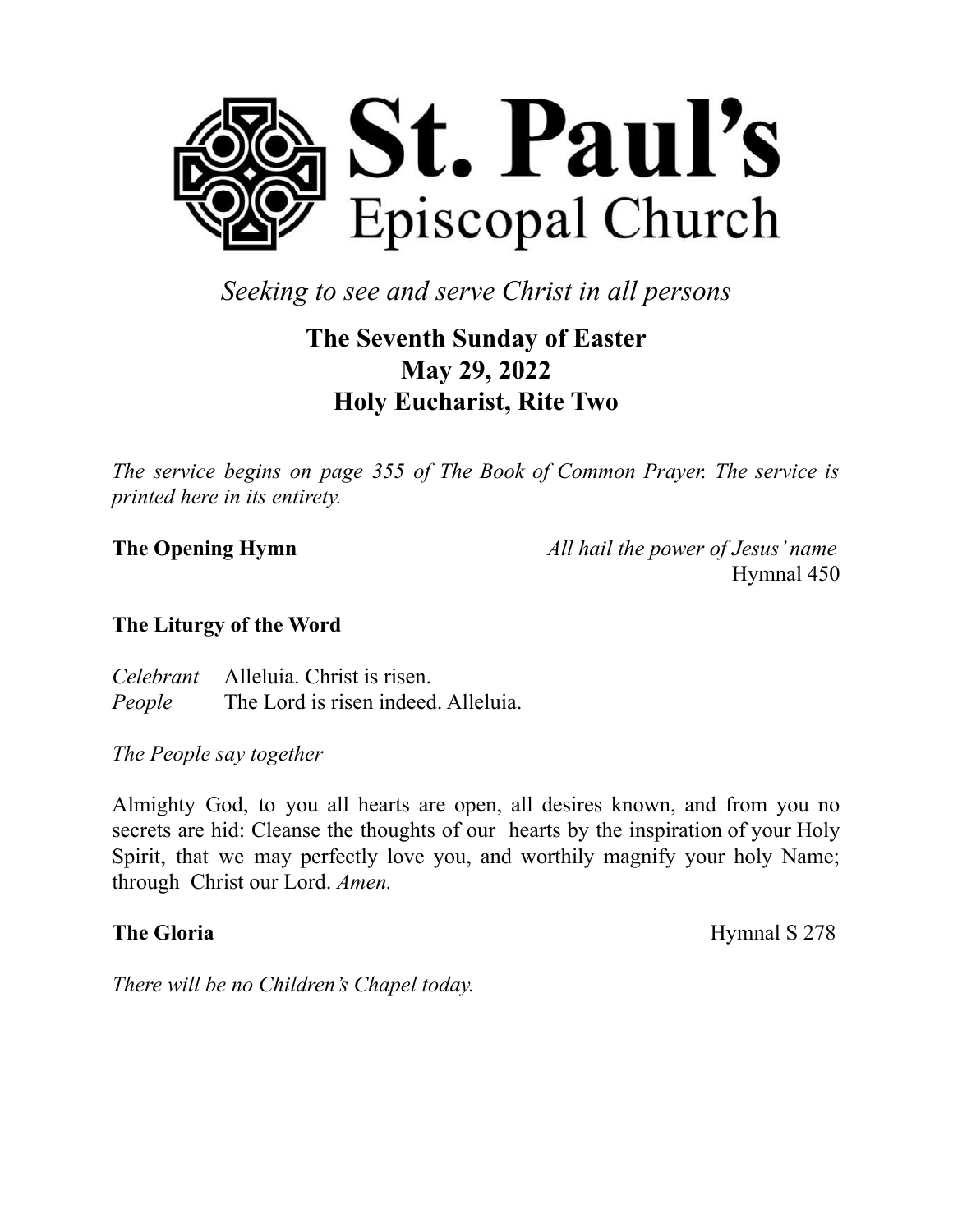# St. Paul's Episcopal Church

*Seeking to see and serve Christ in all persons*

## The Seventh Sunday of Easter
## May 29, 2022
## Holy Eucharist, Rite Two

*The service begins on page 355 of The Book of Common Prayer. The service is printed here in its entirety.*

**The Opening Hymn** *All hail the power of Jesus' name*
Hymnal 450

**The Liturgy of the Word**

*Celebrant* Alleluia. Christ is risen.
*People* The Lord is risen indeed. Alleluia.

*The People say together*

Almighty God, to you all hearts are open, all desires known, and from you no secrets are hid: Cleanse the thoughts of our hearts by the inspiration of your Holy Spirit, that we may perfectly love you, and worthily magnify your holy Name; through Christ our Lord. *Amen.*

**The Gloria** Hymnal S 278

*There will be no Children's Chapel today.*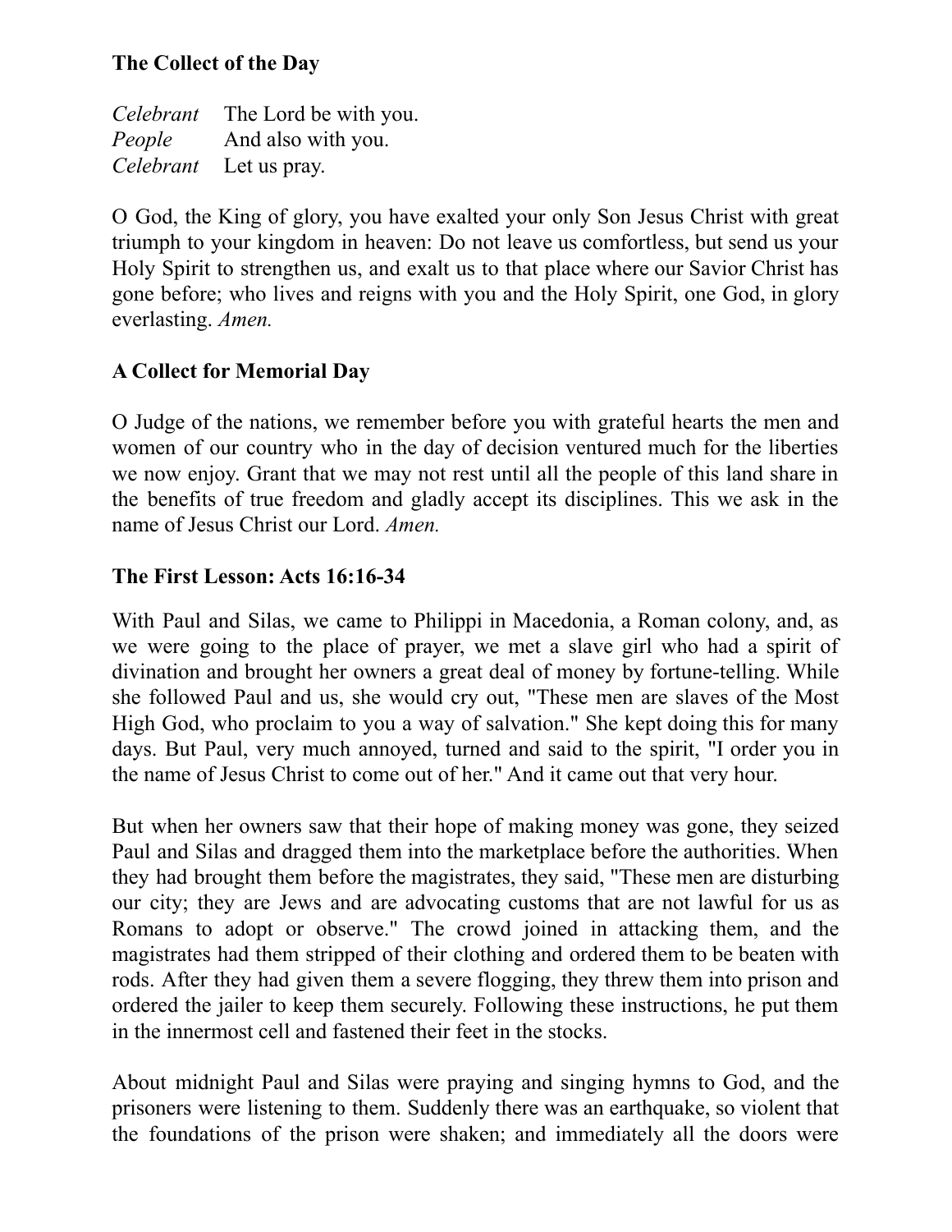**The Collect of the Day**

*Celebrant* The Lord be with you.
*People* And also with you.
*Celebrant* Let us pray.

O God, the King of glory, you have exalted your only Son Jesus Christ with great triumph to your kingdom in heaven: Do not leave us comfortless, but send us your Holy Spirit to strengthen us, and exalt us to that place where our Savior Christ has gone before; who lives and reigns with you and the Holy Spirit, one God, in glory everlasting. *Amen.*

**A Collect for Memorial Day**

O Judge of the nations, we remember before you with grateful hearts the men and women of our country who in the day of decision ventured much for the liberties we now enjoy. Grant that we may not rest until all the people of this land share in the benefits of true freedom and gladly accept its disciplines. This we ask in the name of Jesus Christ our Lord. *Amen.*

**The First Lesson: Acts 16:16-34**

With Paul and Silas, we came to Philippi in Macedonia, a Roman colony, and, as we were going to the place of prayer, we met a slave girl who had a spirit of divination and brought her owners a great deal of money by fortune-telling. While she followed Paul and us, she would cry out, "These men are slaves of the Most High God, who proclaim to you a way of salvation." She kept doing this for many days. But Paul, very much annoyed, turned and said to the spirit, "I order you in the name of Jesus Christ to come out of her." And it came out that very hour.

But when her owners saw that their hope of making money was gone, they seized Paul and Silas and dragged them into the marketplace before the authorities. When they had brought them before the magistrates, they said, "These men are disturbing our city; they are Jews and are advocating customs that are not lawful for us as Romans to adopt or observe." The crowd joined in attacking them, and the magistrates had them stripped of their clothing and ordered them to be beaten with rods. After they had given them a severe flogging, they threw them into prison and ordered the jailer to keep them securely. Following these instructions, he put them in the innermost cell and fastened their feet in the stocks.

About midnight Paul and Silas were praying and singing hymns to God, and the prisoners were listening to them. Suddenly there was an earthquake, so violent that the foundations of the prison were shaken; and immediately all the doors were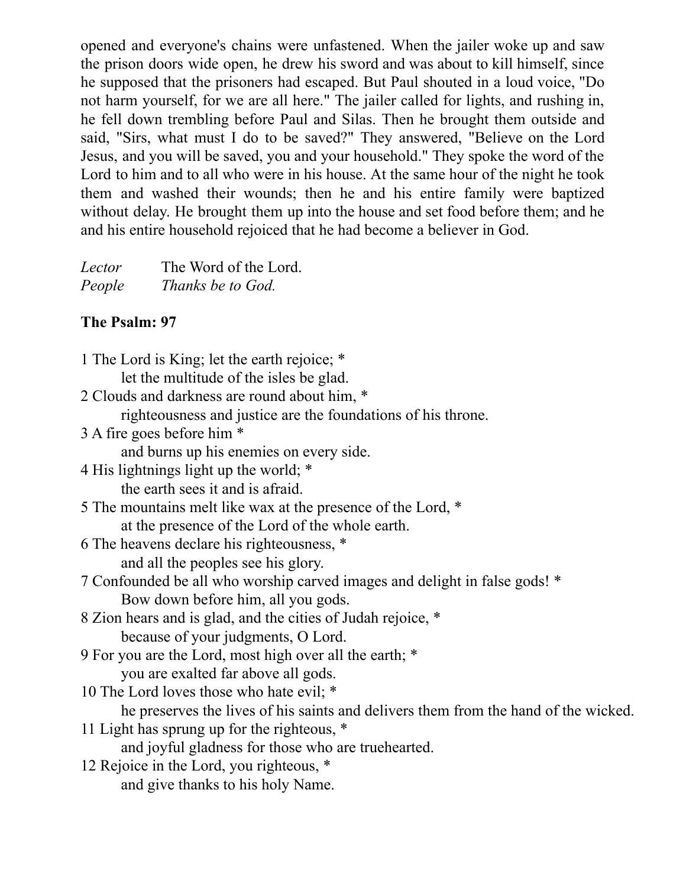opened and everyone's chains were unfastened. When the jailer woke up and saw the prison doors wide open, he drew his sword and was about to kill himself, since he supposed that the prisoners had escaped. But Paul shouted in a loud voice, "Do not harm yourself, for we are all here." The jailer called for lights, and rushing in, he fell down trembling before Paul and Silas. Then he brought them outside and said, "Sirs, what must I do to be saved?" They answered, "Believe on the Lord Jesus, and you will be saved, you and your household." They spoke the word of the Lord to him and to all who were in his house. At the same hour of the night he took them and washed their wounds; then he and his entire family were baptized without delay. He brought them up into the house and set food before them; and he and his entire household rejoiced that he had become a believer in God.

*Lector* The Word of the Lord.
*People* *Thanks be to God.*

**The Psalm: 97**

1 The Lord is King; let the earth rejoice; *
  let the multitude of the isles be glad.
2 Clouds and darkness are round about him, *
  righteousness and justice are the foundations of his throne.
3 A fire goes before him *
  and burns up his enemies on every side.
4 His lightnings light up the world; *
  the earth sees it and is afraid.
5 The mountains melt like wax at the presence of the Lord, *
  at the presence of the Lord of the whole earth.
6 The heavens declare his righteousness, *
  and all the peoples see his glory.
7 Confounded be all who worship carved images and delight in false gods! *
  Bow down before him, all you gods.
8 Zion hears and is glad, and the cities of Judah rejoice, *
  because of your judgments, O Lord.
9 For you are the Lord, most high over all the earth; *
  you are exalted far above all gods.
10 The Lord loves those who hate evil; *
  he preserves the lives of his saints and delivers them from the hand of the wicked.
11 Light has sprung up for the righteous, *
  and joyful gladness for those who are truehearted.
12 Rejoice in the Lord, you righteous, *
  and give thanks to his holy Name.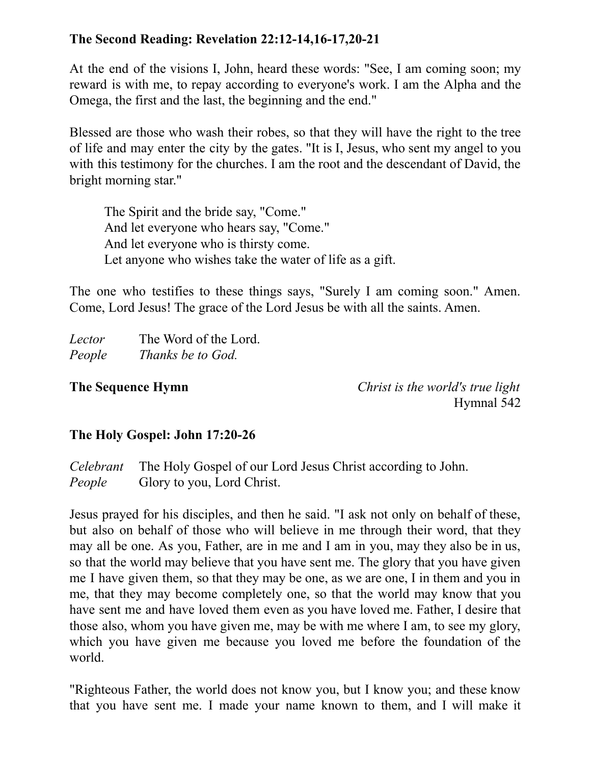**The Second Reading: Revelation 22:12-14,16-17,20-21**

At the end of the visions I, John, heard these words: "See, I am coming soon; my reward is with me, to repay according to everyone's work. I am the Alpha and the Omega, the first and the last, the beginning and the end."

Blessed are those who wash their robes, so that they will have the right to the tree of life and may enter the city by the gates. "It is I, Jesus, who sent my angel to you with this testimony for the churches. I am the root and the descendant of David, the bright morning star."

> The Spirit and the bride say, "Come."
> And let everyone who hears say, "Come."
> And let everyone who is thirsty come.
> Let anyone who wishes take the water of life as a gift.

The one who testifies to these things says, "Surely I am coming soon." Amen. Come, Lord Jesus! The grace of the Lord Jesus be with all the saints. Amen.

*Lector* The Word of the Lord.
*People* *Thanks be to God.*

**The Sequence Hymn** *Christ is the world's true light*
Hymnal 542

**The Holy Gospel: John 17:20-26**

*Celebrant* The Holy Gospel of our Lord Jesus Christ according to John.
*People* Glory to you, Lord Christ.

Jesus prayed for his disciples, and then he said. "I ask not only on behalf of these, but also on behalf of those who will believe in me through their word, that they may all be one. As you, Father, are in me and I am in you, may they also be in us, so that the world may believe that you have sent me. The glory that you have given me I have given them, so that they may be one, as we are one, I in them and you in me, that they may become completely one, so that the world may know that you have sent me and have loved them even as you have loved me. Father, I desire that those also, whom you have given me, may be with me where I am, to see my glory, which you have given me because you loved me before the foundation of the world.

"Righteous Father, the world does not know you, but I know you; and these know that you have sent me. I made your name known to them, and I will make it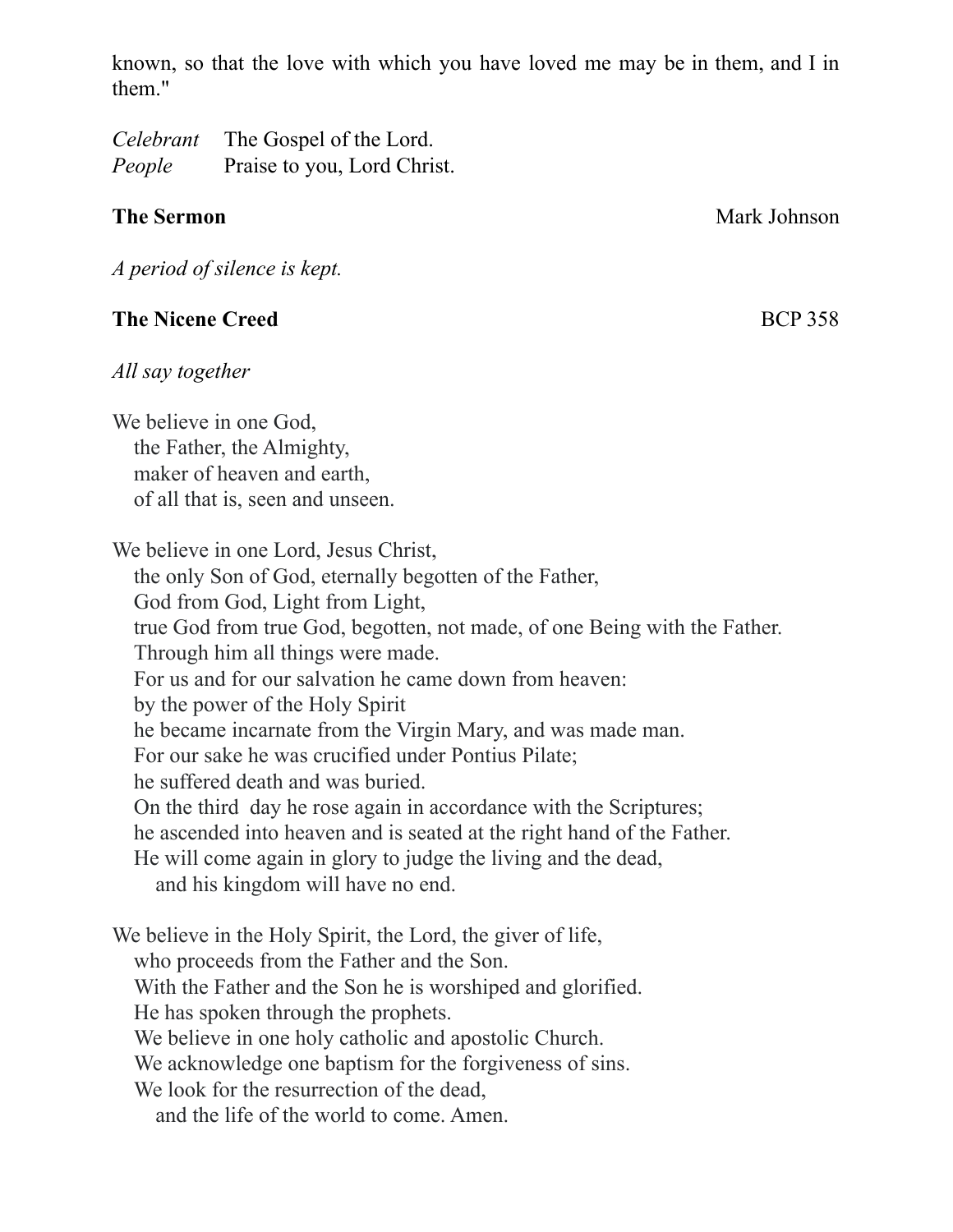known, so that the love with which you have loved me may be in them, and I in them."

*Celebrant* The Gospel of the Lord.
*People* Praise to you, Lord Christ.

**The Sermon** Mark Johnson

*A period of silence is kept.*

**The Nicene Creed** BCP 358

*All say together*

We believe in one God,
the Father, the Almighty,
maker of heaven and earth,
of all that is, seen and unseen.

We believe in one Lord, Jesus Christ,
the only Son of God, eternally begotten of the Father,
God from God, Light from Light,
true God from true God, begotten, not made, of one Being with the Father.
Through him all things were made.
For us and for our salvation he came down from heaven:
by the power of the Holy Spirit
he became incarnate from the Virgin Mary, and was made man.
For our sake he was crucified under Pontius Pilate;
he suffered death and was buried.
On the third day he rose again in accordance with the Scriptures;
he ascended into heaven and is seated at the right hand of the Father.
He will come again in glory to judge the living and the dead,
and his kingdom will have no end.

We believe in the Holy Spirit, the Lord, the giver of life,
who proceeds from the Father and the Son.
With the Father and the Son he is worshiped and glorified.
He has spoken through the prophets.
We believe in one holy catholic and apostolic Church.
We acknowledge one baptism for the forgiveness of sins.
We look for the resurrection of the dead,
and the life of the world to come. Amen.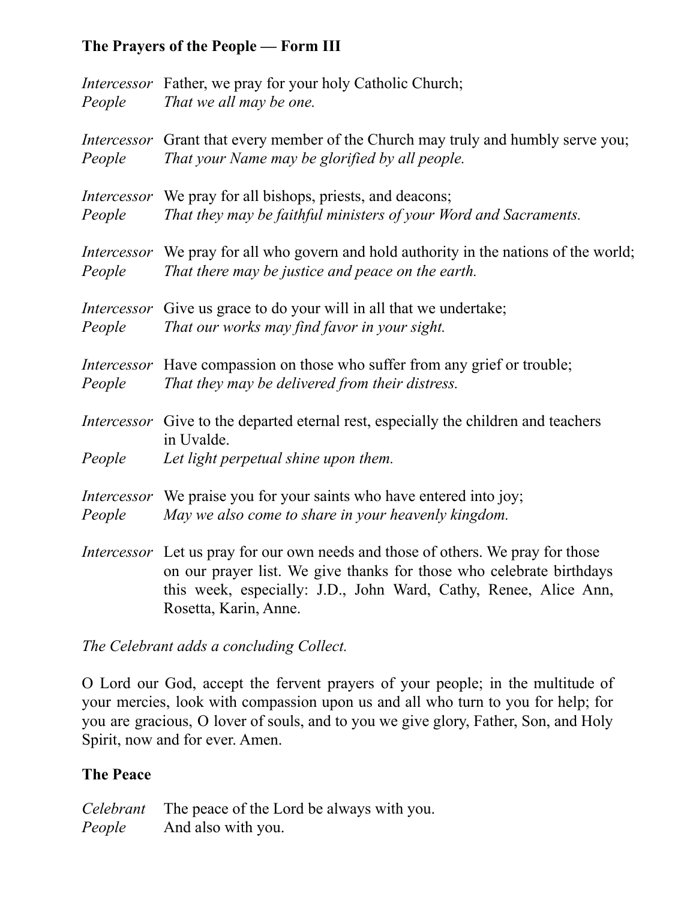**The Prayers of the People — Form III**

*Intercessor* Father, we pray for your holy Catholic Church;
*People* *That we all may be one.*

*Intercessor* Grant that every member of the Church may truly and humbly serve you;
*People* *That your Name may be glorified by all people.*

*Intercessor* We pray for all bishops, priests, and deacons;
*People* *That they may be faithful ministers of your Word and Sacraments.*

*Intercessor* We pray for all who govern and hold authority in the nations of the world;
*People* *That there may be justice and peace on the earth.*

*Intercessor* Give us grace to do your will in all that we undertake;
*People* *That our works may find favor in your sight.*

*Intercessor* Have compassion on those who suffer from any grief or trouble;
*People* *That they may be delivered from their distress.*

*Intercessor* Give to the departed eternal rest, especially the children and teachers in Uvalde.
*People* *Let light perpetual shine upon them.*

*Intercessor* We praise you for your saints who have entered into joy;
*People* *May we also come to share in your heavenly kingdom.*

*Intercessor* Let us pray for our own needs and those of others. We pray for those on our prayer list. We give thanks for those who celebrate birthdays this week, especially: J.D., John Ward, Cathy, Renee, Alice Ann, Rosetta, Karin, Anne.

*The Celebrant adds a concluding Collect.*

O Lord our God, accept the fervent prayers of your people; in the multitude of your mercies, look with compassion upon us and all who turn to you for help; for you are gracious, O lover of souls, and to you we give glory, Father, Son, and Holy Spirit, now and for ever. Amen.

**The Peace**

*Celebrant* The peace of the Lord be always with you.
*People* And also with you.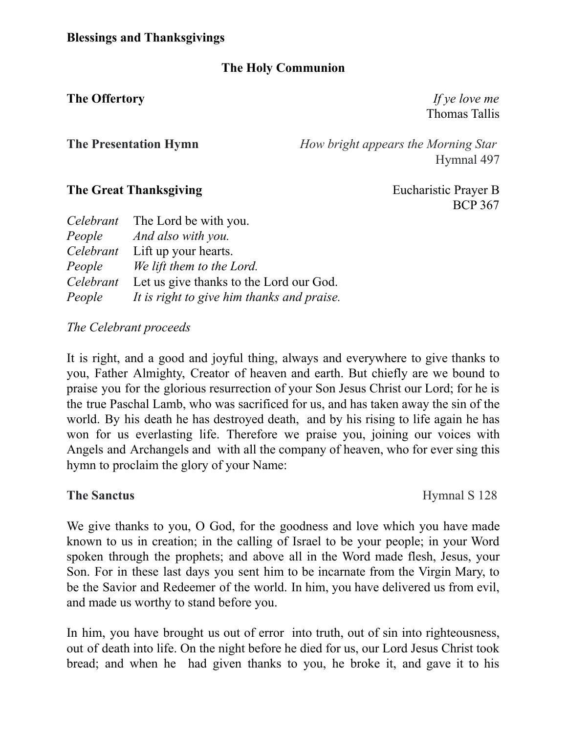**Blessings and Thanksgivings**

## The Holy Communion

**The Offertory** *If ye love me*
Thomas Tallis

**The Presentation Hymn** *How bright appears the Morning Star*
Hymnal 497

**The Great Thanksgiving** Eucharistic Prayer B
BCP 367

*Celebrant* The Lord be with you.
*People* *And also with you.*
*Celebrant* Lift up your hearts.
*People* *We lift them to the Lord.*
*Celebrant* Let us give thanks to the Lord our God.
*People* *It is right to give him thanks and praise.*

*The Celebrant proceeds*

It is right, and a good and joyful thing, always and everywhere to give thanks to you, Father Almighty, Creator of heaven and earth. But chiefly are we bound to praise you for the glorious resurrection of your Son Jesus Christ our Lord; for he is the true Paschal Lamb, who was sacrificed for us, and has taken away the sin of the world. By his death he has destroyed death, and by his rising to life again he has won for us everlasting life. Therefore we praise you, joining our voices with Angels and Archangels and with all the company of heaven, who for ever sing this hymn to proclaim the glory of your Name:

**The Sanctus** Hymnal S 128

We give thanks to you, O God, for the goodness and love which you have made known to us in creation; in the calling of Israel to be your people; in your Word spoken through the prophets; and above all in the Word made flesh, Jesus, your Son. For in these last days you sent him to be incarnate from the Virgin Mary, to be the Savior and Redeemer of the world. In him, you have delivered us from evil, and made us worthy to stand before you.

In him, you have brought us out of error into truth, out of sin into righteousness, out of death into life. On the night before he died for us, our Lord Jesus Christ took bread; and when he had given thanks to you, he broke it, and gave it to his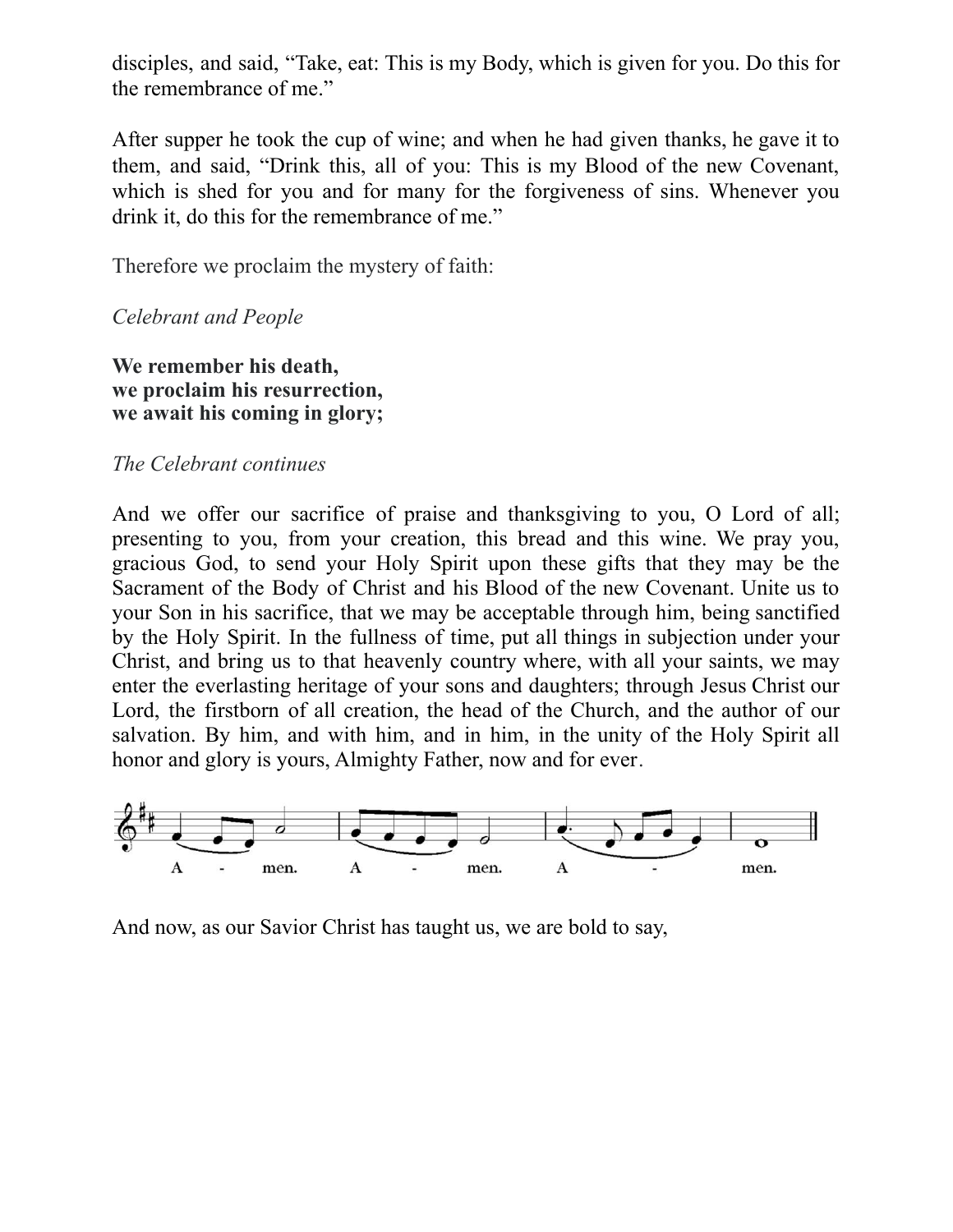disciples, and said, "Take, eat: This is my Body, which is given for you. Do this for the remembrance of me."

After supper he took the cup of wine; and when he had given thanks, he gave it to them, and said, "Drink this, all of you: This is my Blood of the new Covenant, which is shed for you and for many for the forgiveness of sins. Whenever you drink it, do this for the remembrance of me."

Therefore we proclaim the mystery of faith:

*Celebrant and People*

**We remember his death,**
**we proclaim his resurrection,**
**we await his coming in glory;**

*The Celebrant continues*

And we offer our sacrifice of praise and thanksgiving to you, O Lord of all; presenting to you, from your creation, this bread and this wine. We pray you, gracious God, to send your Holy Spirit upon these gifts that they may be the Sacrament of the Body of Christ and his Blood of the new Covenant. Unite us to your Son in his sacrifice, that we may be acceptable through him, being sanctified by the Holy Spirit. In the fullness of time, put all things in subjection under your Christ, and bring us to that heavenly country where, with all your saints, we may enter the everlasting heritage of your sons and daughters; through Jesus Christ our Lord, the firstborn of all creation, the head of the Church, and the author of our salvation. By him, and with him, and in him, in the unity of the Holy Spirit all honor and glory is yours, Almighty Father, now and for ever.

A - men. A - men. A - men.

And now, as our Savior Christ has taught us, we are bold to say,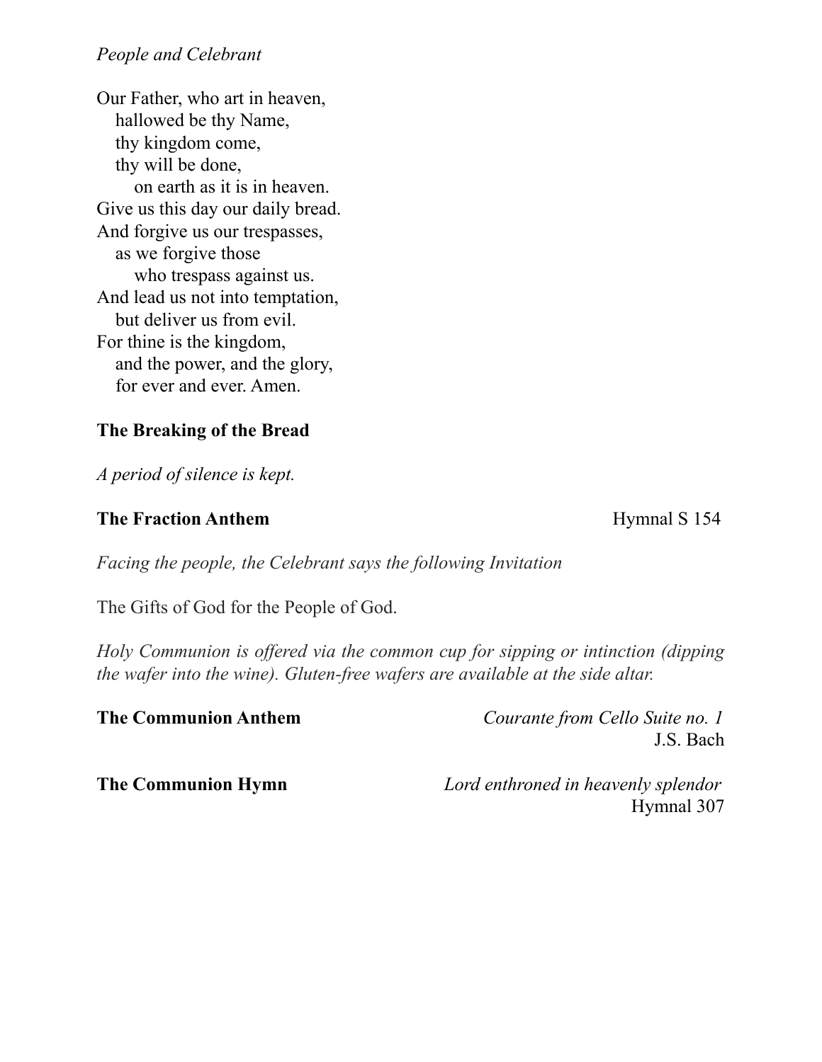*People and Celebrant*

Our Father, who art in heaven,
hallowed be thy Name,
thy kingdom come,
thy will be done,
on earth as it is in heaven.
Give us this day our daily bread.
And forgive us our trespasses,
as we forgive those
who trespass against us.
And lead us not into temptation,
but deliver us from evil.
For thine is the kingdom,
and the power, and the glory,
for ever and ever. Amen.

**The Breaking of the Bread**

*A period of silence is kept.*

**The Fraction Anthem** Hymnal S 154

*Facing the people, the Celebrant says the following Invitation*

The Gifts of God for the People of God.

*Holy Communion is offered via the common cup for sipping or intinction (dipping the wafer into the wine). Gluten-free wafers are available at the side altar.*

**The Communion Anthem** *Courante from Cello Suite no. 1*
J.S. Bach

**The Communion Hymn** *Lord enthroned in heavenly splendor*
Hymnal 307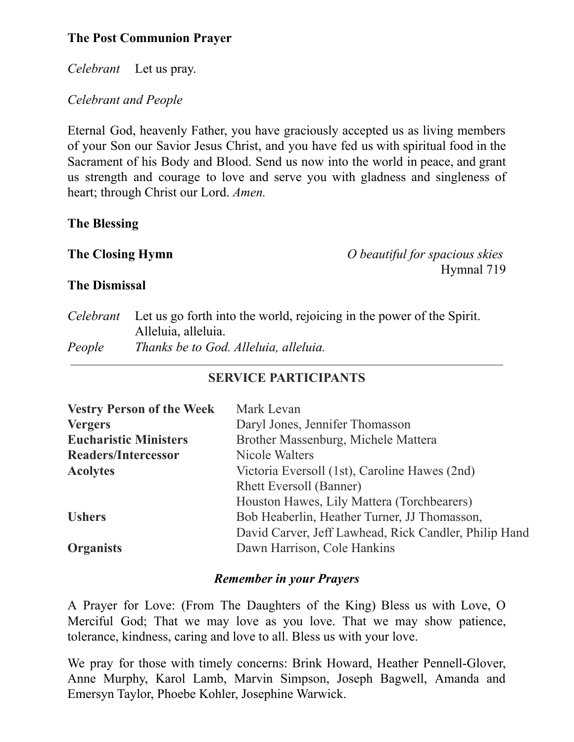**The Post Communion Prayer**

*Celebrant* Let us pray.

*Celebrant and People*

Eternal God, heavenly Father, you have graciously accepted us as living members of your Son our Savior Jesus Christ, and you have fed us with spiritual food in the Sacrament of his Body and Blood. Send us now into the world in peace, and grant us strength and courage to love and serve you with gladness and singleness of heart; through Christ our Lord. *Amen.*

**The Blessing**

**The Closing Hymn** *O beautiful for spacious skies*
Hymnal 719

**The Dismissal**

*Celebrant* Let us go forth into the world, rejoicing in the power of the Spirit. Alleluia, alleluia.
*People* *Thanks be to God. Alleluia, alleluia.*

---

## SERVICE PARTICIPANTS

| | |
|---|---|
| **Vestry Person of the Week** | Mark Levan |
| **Vergers** | Daryl Jones, Jennifer Thomasson |
| **Eucharistic Ministers** | Brother Massenburg, Michele Mattera |
| **Readers/Intercessor** | Nicole Walters |
| **Acolytes** | Victoria Eversoll (1st), Caroline Hawes (2nd) |
| | Rhett Eversoll (Banner) |
| | Houston Hawes, Lily Mattera (Torchbearers) |
| **Ushers** | Bob Heaberlin, Heather Turner, JJ Thomasson, |
| | David Carver, Jeff Lawhead, Rick Candler, Philip Hand |
| **Organists** | Dawn Harrison, Cole Hankins |

***Remember in your Prayers***

A Prayer for Love: (From The Daughters of the King) Bless us with Love, O Merciful God; That we may love as you love. That we may show patience, tolerance, kindness, caring and love to all. Bless us with your love.

We pray for those with timely concerns: Brink Howard, Heather Pennell-Glover, Anne Murphy, Karol Lamb, Marvin Simpson, Joseph Bagwell, Amanda and Emersyn Taylor, Phoebe Kohler, Josephine Warwick.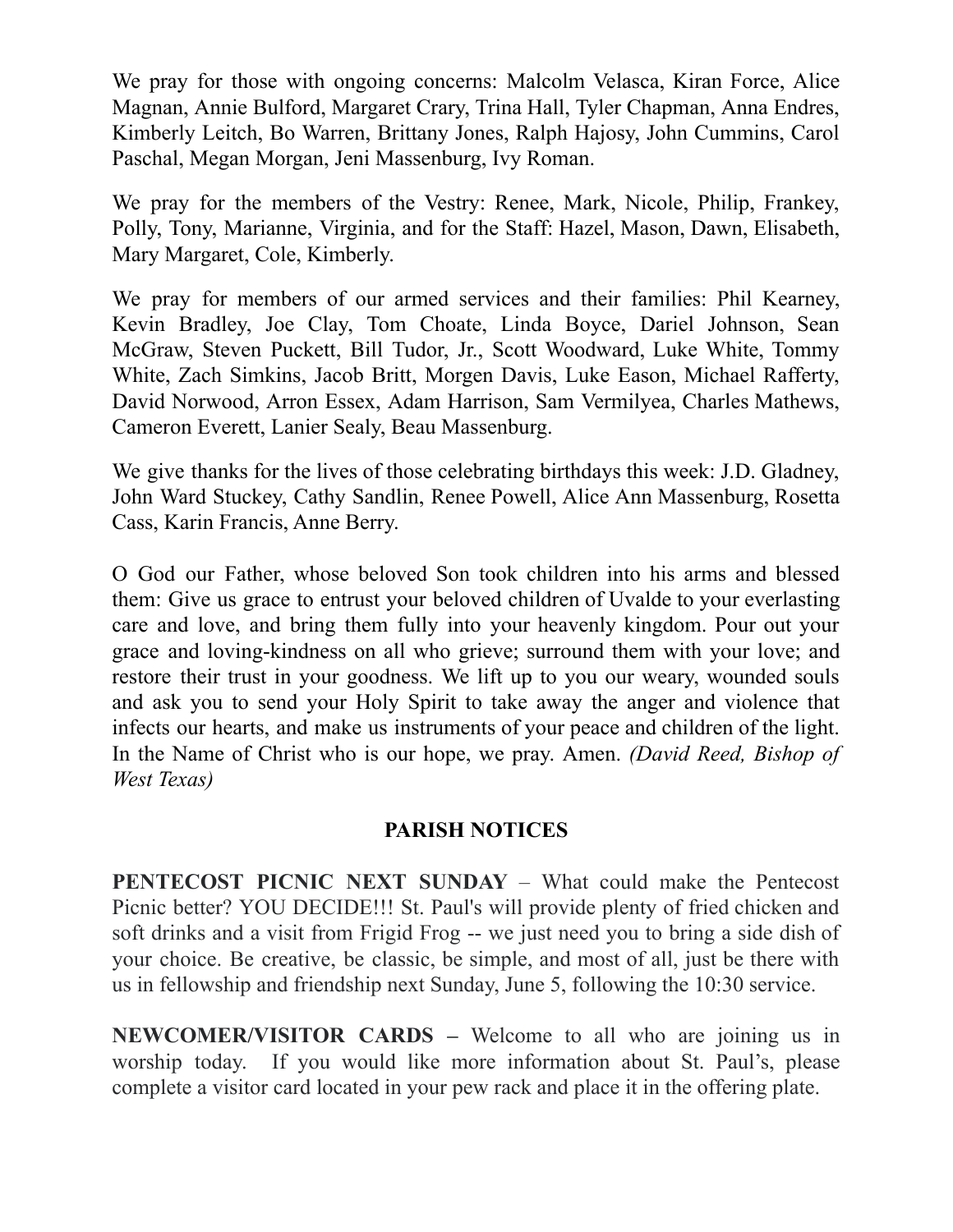We pray for those with ongoing concerns: Malcolm Velasca, Kiran Force, Alice Magnan, Annie Bulford, Margaret Crary, Trina Hall, Tyler Chapman, Anna Endres, Kimberly Leitch, Bo Warren, Brittany Jones, Ralph Hajosy, John Cummins, Carol Paschal, Megan Morgan, Jeni Massenburg, Ivy Roman.

We pray for the members of the Vestry: Renee, Mark, Nicole, Philip, Frankey, Polly, Tony, Marianne, Virginia, and for the Staff: Hazel, Mason, Dawn, Elisabeth, Mary Margaret, Cole, Kimberly.

We pray for members of our armed services and their families: Phil Kearney, Kevin Bradley, Joe Clay, Tom Choate, Linda Boyce, Dariel Johnson, Sean McGraw, Steven Puckett, Bill Tudor, Jr., Scott Woodward, Luke White, Tommy White, Zach Simkins, Jacob Britt, Morgen Davis, Luke Eason, Michael Rafferty, David Norwood, Arron Essex, Adam Harrison, Sam Vermilyea, Charles Mathews, Cameron Everett, Lanier Sealy, Beau Massenburg.

We give thanks for the lives of those celebrating birthdays this week: J.D. Gladney, John Ward Stuckey, Cathy Sandlin, Renee Powell, Alice Ann Massenburg, Rosetta Cass, Karin Francis, Anne Berry.

O God our Father, whose beloved Son took children into his arms and blessed them: Give us grace to entrust your beloved children of Uvalde to your everlasting care and love, and bring them fully into your heavenly kingdom. Pour out your grace and loving-kindness on all who grieve; surround them with your love; and restore their trust in your goodness. We lift up to you our weary, wounded souls and ask you to send your Holy Spirit to take away the anger and violence that infects our hearts, and make us instruments of your peace and children of the light. In the Name of Christ who is our hope, we pray. Amen. *(David Reed, Bishop of West Texas)*

## PARISH NOTICES

**PENTECOST PICNIC NEXT SUNDAY** – What could make the Pentecost Picnic better? YOU DECIDE!!! St. Paul's will provide plenty of fried chicken and soft drinks and a visit from Frigid Frog -- we just need you to bring a side dish of your choice. Be creative, be classic, be simple, and most of all, just be there with us in fellowship and friendship next Sunday, June 5, following the 10:30 service.

**NEWCOMER/VISITOR CARDS –** Welcome to all who are joining us in worship today. If you would like more information about St. Paul's, please complete a visitor card located in your pew rack and place it in the offering plate.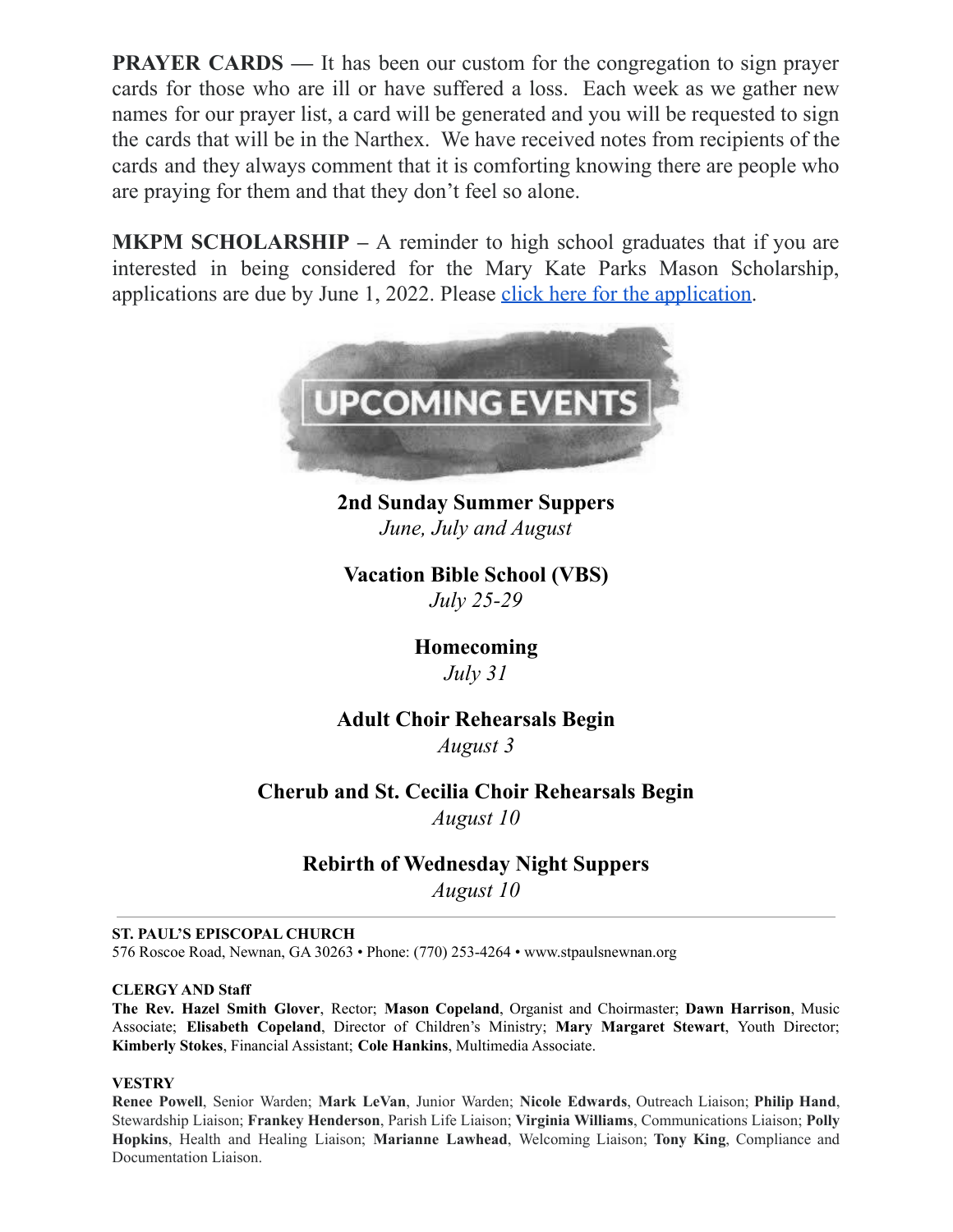**PRAYER CARDS —** It has been our custom for the congregation to sign prayer cards for those who are ill or have suffered a loss. Each week as we gather new names for our prayer list, a card will be generated and you will be requested to sign the cards that will be in the Narthex. We have received notes from recipients of the cards and they always comment that it is comforting knowing there are people who are praying for them and that they don't feel so alone.

**MKPM SCHOLARSHIP –** A reminder to high school graduates that if you are interested in being considered for the Mary Kate Parks Mason Scholarship, applications are due by June 1, 2022. Please click here for the application.

## UPCOMING EVENTS

**2nd Sunday Summer Suppers**
*June, July and August*

**Vacation Bible School (VBS)**
*July 25-29*

**Homecoming**
*July 31*

**Adult Choir Rehearsals Begin**
*August 3*

**Cherub and St. Cecilia Choir Rehearsals Begin**
*August 10*

**Rebirth of Wednesday Night Suppers**
*August 10*

---

**ST. PAUL'S EPISCOPAL CHURCH**
576 Roscoe Road, Newnan, GA 30263 • Phone: (770) 253-4264 • www.stpaulsnewnan.org

**CLERGY AND Staff**
**The Rev. Hazel Smith Glover**, Rector; **Mason Copeland**, Organist and Choirmaster; **Dawn Harrison**, Music Associate; **Elisabeth Copeland**, Director of Children's Ministry; **Mary Margaret Stewart**, Youth Director; **Kimberly Stokes**, Financial Assistant; **Cole Hankins**, Multimedia Associate.

**VESTRY**
**Renee Powell**, Senior Warden; **Mark LeVan**, Junior Warden; **Nicole Edwards**, Outreach Liaison; **Philip Hand**, Stewardship Liaison; **Frankey Henderson**, Parish Life Liaison; **Virginia Williams**, Communications Liaison; **Polly Hopkins**, Health and Healing Liaison; **Marianne Lawhead**, Welcoming Liaison; **Tony King**, Compliance and Documentation Liaison.